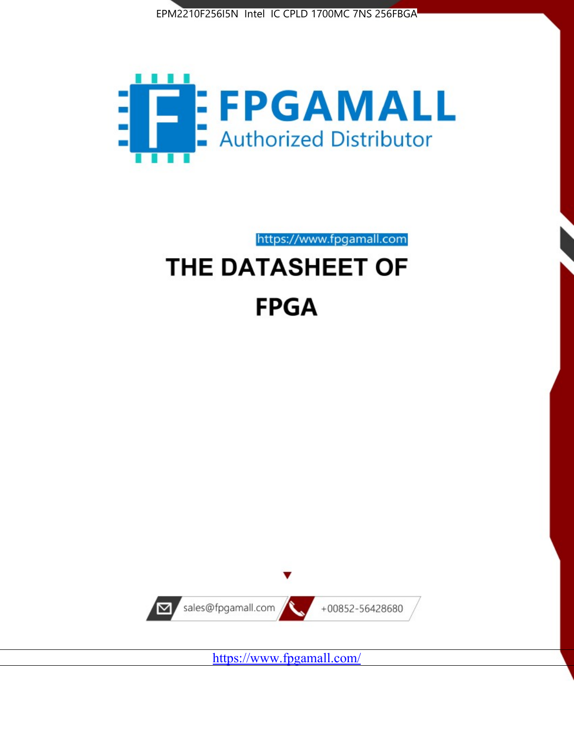EPM2210F256I5N Intel IC CPLD 1700MC 7NS 256FBGA

FPGAMALL

Authorized Distributor

https://www.fpgamall.com

# THE DATASHEET OF

# FPGA

sales@fpgamall.com

+00852-56428680

https://www.fpgamall.com/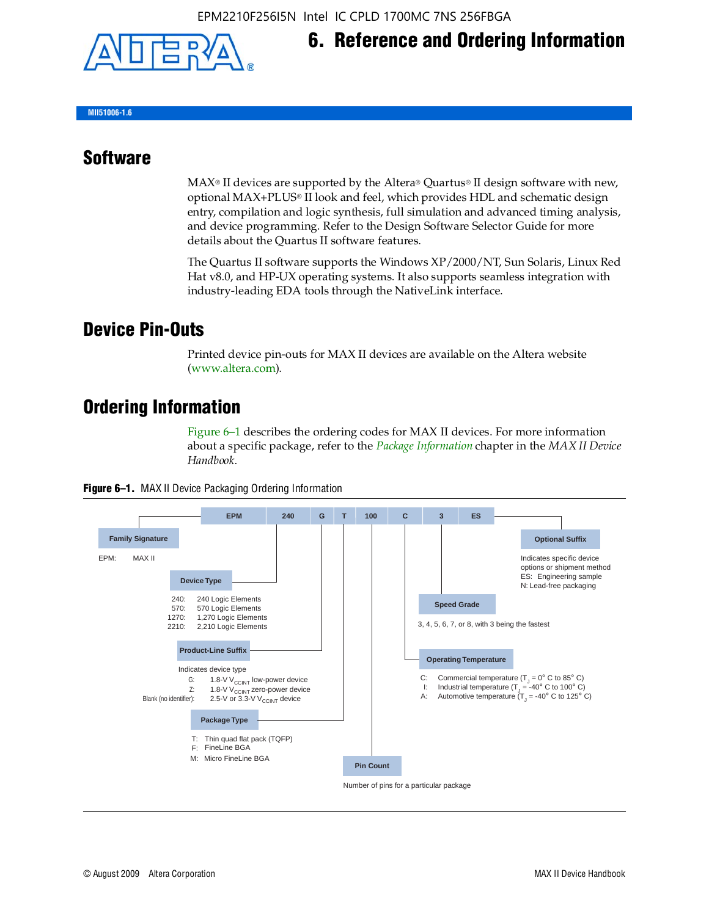# 6. Reference and Ordering Information

MII51006-1.6

## Software

MAX® II devices are supported by the Altera® Quartus® II design software with new, optional MAX+PLUS® II look and feel, which provides HDL and schematic design entry, compilation and logic synthesis, full simulation and advanced timing analysis, and device programming. Refer to the Design Software Selector Guide for more details about the Quartus II software features.

The Quartus II software supports the Windows XP/2000/NT, Sun Solaris, Linux Red Hat v8.0, and HP-UX operating systems. It also supports seamless integration with industry-leading EDA tools through the NativeLink interface.

## Device Pin-Outs

Printed device pin-outs for MAX II devices are available on the Altera website (www.altera.com).

## Ordering Information

Figure 6–1 describes the ordering codes for MAX II devices. For more information about a specific package, refer to the *Package Information* chapter in the *MAX II Device Handbook*.

**Figure 6–1.** MAX II Device Packaging Ordering Information

| EPM | 240 | G | T | 100 | C | 3 | ES |
|---|---|---|---|---|---|---|---|

**Family Signature**

EPM: MAX II

**Device Type**

- 240: 240 Logic Elements
- 570: 570 Logic Elements
- 1270: 1,270 Logic Elements
- 2210: 2,210 Logic Elements

**Product-Line Suffix**

Indicates device type

- G: 1.8-V $V_{CCINT}$ low-power device
- Z: 1.8-V $V_{CCINT}$ zero-power device
- Blank (no identifier): 2.5-V or 3.3-V $V_{CCINT}$ device

**Package Type**

- T: Thin quad flat pack (TQFP)
- F: FineLine BGA
- M: Micro FineLine BGA

**Pin Count**

Number of pins for a particular package

**Operating Temperature**

- C: Commercial temperature ($T_J$ = 0° C to 85° C)
- I: Industrial temperature ($T_J$ = -40° C to 100° C)
- A: Automotive temperature ($T_J$ = -40° C to 125° C)

**Speed Grade**

3, 4, 5, 6, 7, or 8, with 3 being the fastest

**Optional Suffix**

Indicates specific device options or shipment method

- ES: Engineering sample
- N: Lead-free packaging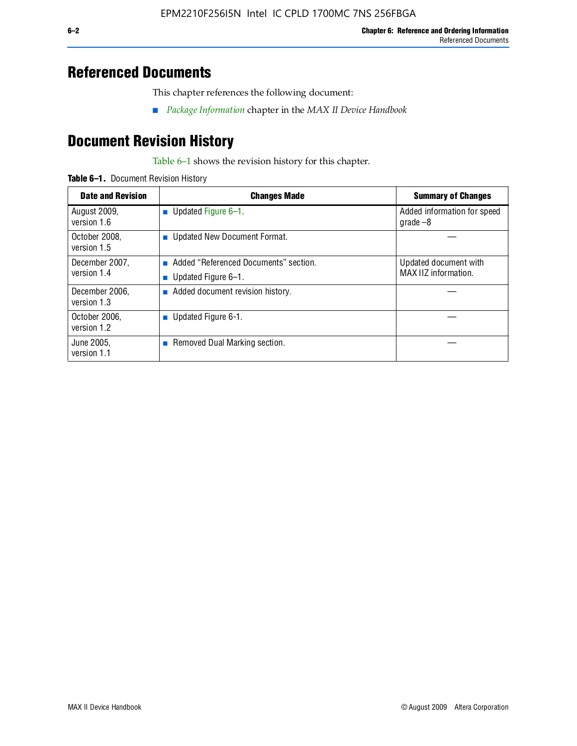# Referenced Documents

This chapter references the following document:

- *Package Information* chapter in the *MAX II Device Handbook*

# Document Revision History

Table 6–1 shows the revision history for this chapter.

**Table 6–1.** Document Revision History

| Date and Revision | Changes Made | Summary of Changes |
|---|---|---|
| August 2009, version 1.6 | ■ Updated Figure 6–1. | Added information for speed grade –8 |
| October 2008, version 1.5 | ■ Updated New Document Format. | — |
| December 2007, version 1.4 | ■ Added "Referenced Documents" section. ■ Updated Figure 6–1. | Updated document with MAX IIZ information. |
| December 2006, version 1.3 | ■ Added document revision history. | — |
| October 2006, version 1.2 | ■ Updated Figure 6-1. | — |
| June 2005, version 1.1 | ■ Removed Dual Marking section. | — |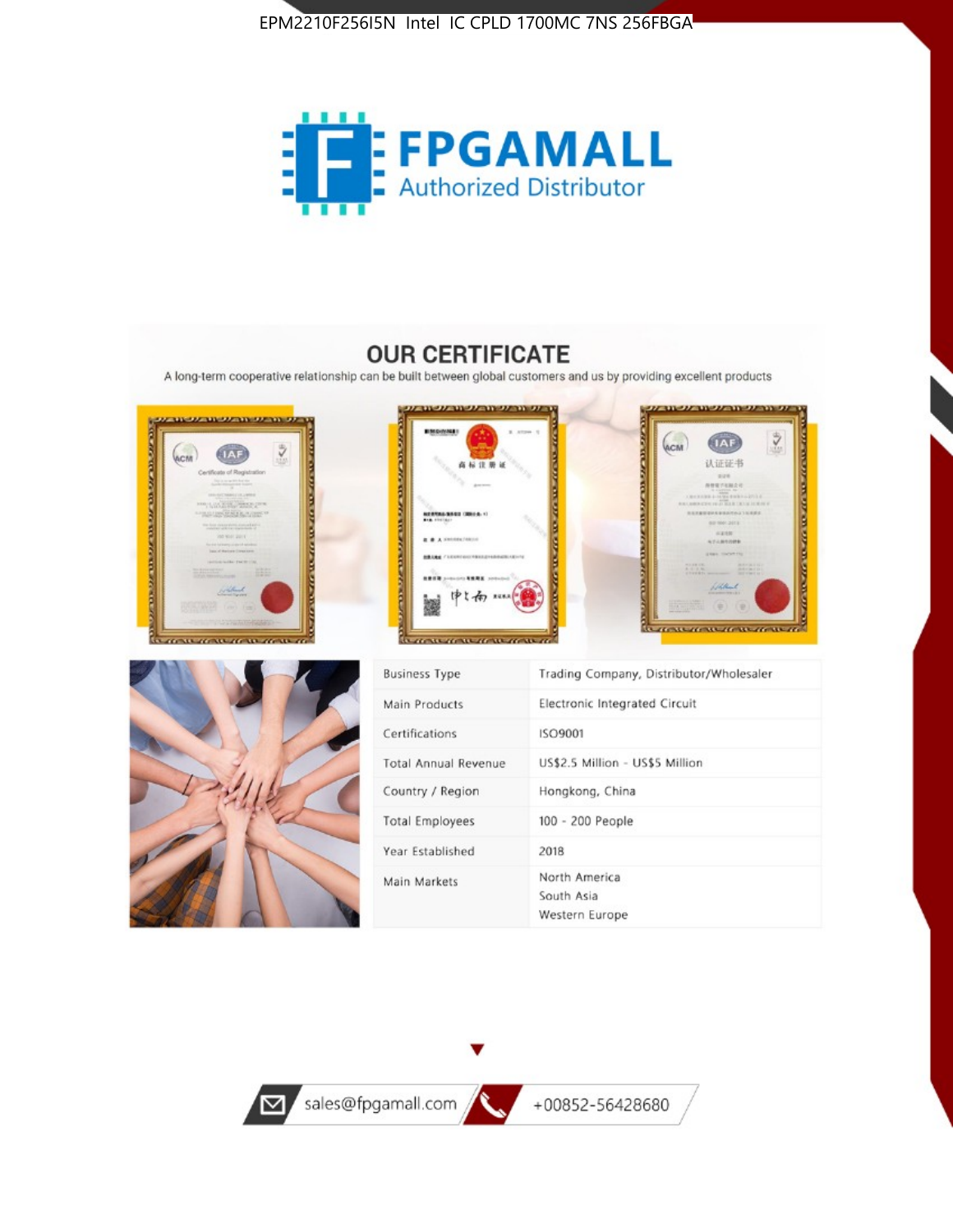FPGAMALL
Authorized Distributor

## OUR CERTIFICATE

A long-term cooperative relationship can be built between global customers and us by providing excellent products

| | |
|---|---|
| Business Type | Trading Company, Distributor/Wholesaler |
| Main Products | Electronic Integrated Circuit |
| Certifications | ISO9001 |
| Total Annual Revenue | US$2.5 Million - US$5 Million |
| Country / Region | Hongkong, China |
| Total Employees | 100 - 200 People |
| Year Established | 2018 |
| Main Markets | North America<br>South Asia<br>Western Europe |

sales@fpgamall.com

+00852-56428680